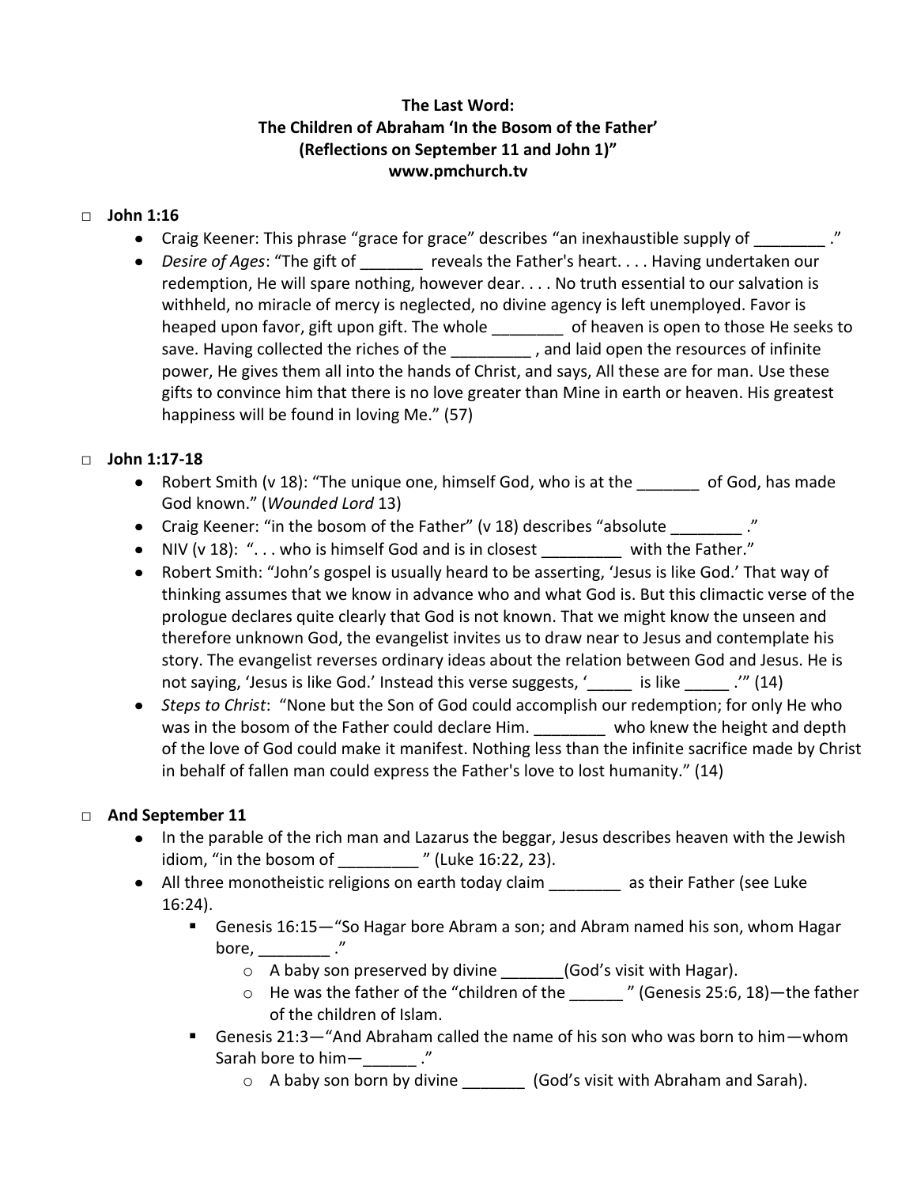**The Last Word:**
**The Children of Abraham 'In the Bosom of the Father'**
**(Reflections on September 11 and John 1)"**
**www.pmchurch.tv**

- **John 1:16**
  - Craig Keener: This phrase "grace for grace" describes "an inexhaustible supply of ________ ."
  - *Desire of Ages*: "The gift of _______ reveals the Father's heart. . . . Having undertaken our redemption, He will spare nothing, however dear. . . . No truth essential to our salvation is withheld, no miracle of mercy is neglected, no divine agency is left unemployed. Favor is heaped upon favor, gift upon gift. The whole ________ of heaven is open to those He seeks to save. Having collected the riches of the _________ , and laid open the resources of infinite power, He gives them all into the hands of Christ, and says, All these are for man. Use these gifts to convince him that there is no love greater than Mine in earth or heaven. His greatest happiness will be found in loving Me." (57)

- **John 1:17-18**
  - Robert Smith (v 18): "The unique one, himself God, who is at the _______ of God, has made God known." (*Wounded Lord* 13)
  - Craig Keener: "in the bosom of the Father" (v 18) describes "absolute ________ ."
  - NIV (v 18): ". . . who is himself God and is in closest _________ with the Father."
  - Robert Smith: "John's gospel is usually heard to be asserting, 'Jesus is like God.' That way of thinking assumes that we know in advance who and what God is. But this climactic verse of the prologue declares quite clearly that God is not known. That we might know the unseen and therefore unknown God, the evangelist invites us to draw near to Jesus and contemplate his story. The evangelist reverses ordinary ideas about the relation between God and Jesus. He is not saying, 'Jesus is like God.' Instead this verse suggests, '_____ is like _____ .'" (14)
  - *Steps to Christ*: "None but the Son of God could accomplish our redemption; for only He who was in the bosom of the Father could declare Him. ________ who knew the height and depth of the love of God could make it manifest. Nothing less than the infinite sacrifice made by Christ in behalf of fallen man could express the Father's love to lost humanity." (14)

- **And September 11**
  - In the parable of the rich man and Lazarus the beggar, Jesus describes heaven with the Jewish idiom, "in the bosom of _________ " (Luke 16:22, 23).
  - All three monotheistic religions on earth today claim ________ as their Father (see Luke 16:24).
    - Genesis 16:15—"So Hagar bore Abram a son; and Abram named his son, whom Hagar bore, ________ ."
      - A baby son preserved by divine _______(God's visit with Hagar).
      - He was the father of the "children of the ______ " (Genesis 25:6, 18)—the father of the children of Islam.
    - Genesis 21:3—"And Abraham called the name of his son who was born to him—whom Sarah bore to him—______ ."
      - A baby son born by divine _______ (God's visit with Abraham and Sarah).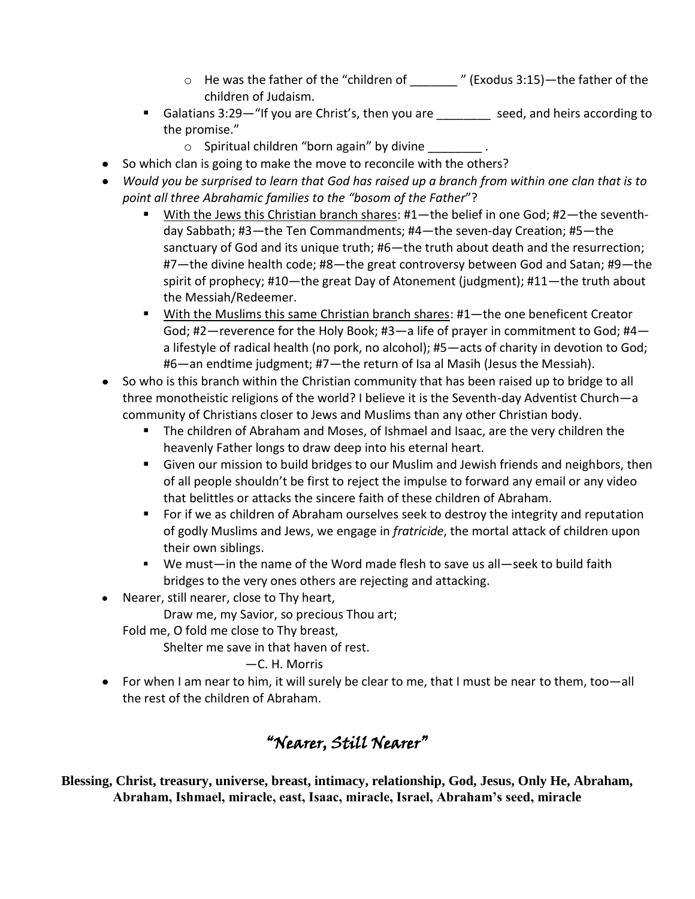- He was the father of the "children of _______ " (Exodus 3:15)—the father of the children of Judaism.
    - Galatians 3:29—"If you are Christ's, then you are ________ seed, and heirs according to the promise."
        - Spiritual children "born again" by divine ________ .
- So which clan is going to make the move to reconcile with the others?
- *Would you be surprised to learn that God has raised up a branch from within one clan that is to point all three Abrahamic families to the "bosom of the Father"*?
    - With the Jews this Christian branch shares: #1—the belief in one God; #2—the seventh-day Sabbath; #3—the Ten Commandments; #4—the seven-day Creation; #5—the sanctuary of God and its unique truth; #6—the truth about death and the resurrection; #7—the divine health code; #8—the great controversy between God and Satan; #9—the spirit of prophecy; #10—the great Day of Atonement (judgment); #11—the truth about the Messiah/Redeemer.
    - With the Muslims this same Christian branch shares: #1—the one beneficent Creator God; #2—reverence for the Holy Book; #3—a life of prayer in commitment to God; #4—a lifestyle of radical health (no pork, no alcohol); #5—acts of charity in devotion to God; #6—an endtime judgment; #7—the return of Isa al Masih (Jesus the Messiah).
- So who is this branch within the Christian community that has been raised up to bridge to all three monotheistic religions of the world? I believe it is the Seventh-day Adventist Church—a community of Christians closer to Jews and Muslims than any other Christian body.
    - The children of Abraham and Moses, of Ishmael and Isaac, are the very children the heavenly Father longs to draw deep into his eternal heart.
    - Given our mission to build bridges to our Muslim and Jewish friends and neighbors, then of all people shouldn't be first to reject the impulse to forward any email or any video that belittles or attacks the sincere faith of these children of Abraham.
    - For if we as children of Abraham ourselves seek to destroy the integrity and reputation of godly Muslims and Jews, we engage in *fratricide*, the mortal attack of children upon their own siblings.
    - We must—in the name of the Word made flesh to save us all—seek to build faith bridges to the very ones others are rejecting and attacking.
- Nearer, still nearer, close to Thy heart,
  Draw me, my Savior, so precious Thou art;
  Fold me, O fold me close to Thy breast,
  Shelter me save in that haven of rest.
  —C. H. Morris
- For when I am near to him, it will surely be clear to me, that I must be near to them, too—all the rest of the children of Abraham.

## *"Nearer, Still Nearer"*

**Blessing, Christ, treasury, universe, breast, intimacy, relationship, God, Jesus, Only He, Abraham, Abraham, Ishmael, miracle, east, Isaac, miracle, Israel, Abraham's seed, miracle**